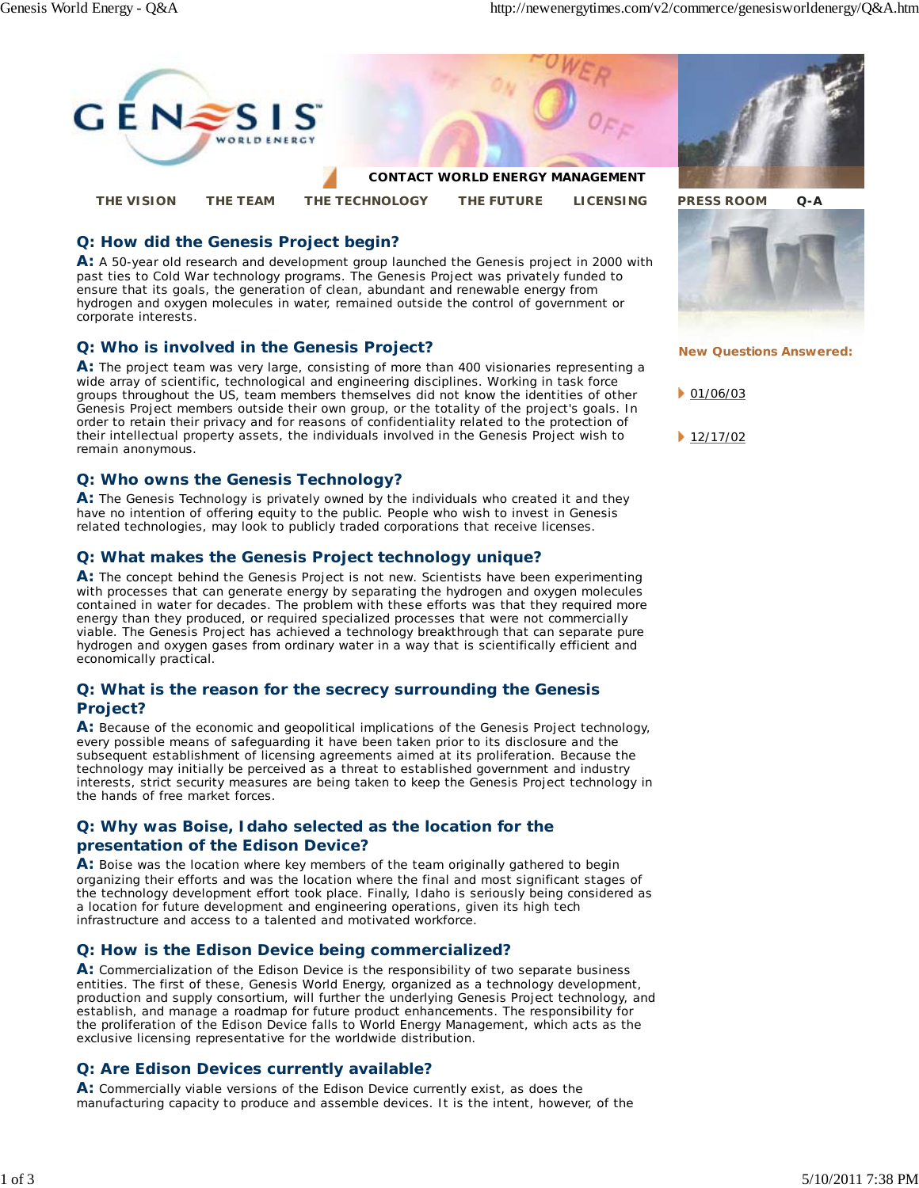GENESIS WORLD ENERGY

CONTACT WORLD ENERGY MANAGEMENT

THE VISION | THE TEAM | THE TECHNOLOGY | THE FUTURE | LICENSING | PRESS ROOM | Q-A

New Questions Answered:

- 01/06/03
- 12/17/02

### Q: How did the Genesis Project begin?

**A:** A 50-year old research and development group launched the Genesis project in 2000 with past ties to Cold War technology programs. The Genesis Project was privately funded to ensure that its goals, the generation of clean, abundant and renewable energy from hydrogen and oxygen molecules in water, remained outside the control of government or corporate interests.

### Q: Who is involved in the Genesis Project?

**A:** The project team was very large, consisting of more than 400 visionaries representing a wide array of scientific, technological and engineering disciplines. Working in task force groups throughout the US, team members themselves did not know the identities of other Genesis Project members outside their own group, or the totality of the project's goals. In order to retain their privacy and for reasons of confidentiality related to the protection of their intellectual property assets, the individuals involved in the Genesis Project wish to remain anonymous.

### Q: Who owns the Genesis Technology?

**A:** The Genesis Technology is privately owned by the individuals who created it and they have no intention of offering equity to the public. People who wish to invest in Genesis related technologies, may look to publicly traded corporations that receive licenses.

### Q: What makes the Genesis Project technology unique?

**A:** The concept behind the Genesis Project is not new. Scientists have been experimenting with processes that can generate energy by separating the hydrogen and oxygen molecules contained in water for decades. The problem with these efforts was that they required more energy than they produced, or required specialized processes that were not commercially viable. The Genesis Project has achieved a technology breakthrough that can separate pure hydrogen and oxygen gases from ordinary water in a way that is scientifically efficient and economically practical.

### Q: What is the reason for the secrecy surrounding the Genesis Project?

**A:** Because of the economic and geopolitical implications of the Genesis Project technology, every possible means of safeguarding it have been taken prior to its disclosure and the subsequent establishment of licensing agreements aimed at its proliferation. Because the technology may initially be perceived as a threat to established government and industry interests, strict security measures are being taken to keep the Genesis Project technology in the hands of free market forces.

### Q: Why was Boise, Idaho selected as the location for the presentation of the Edison Device?

**A:** Boise was the location where key members of the team originally gathered to begin organizing their efforts and was the location where the final and most significant stages of the technology development effort took place. Finally, Idaho is seriously being considered as a location for future development and engineering operations, given its high tech infrastructure and access to a talented and motivated workforce.

### Q: How is the Edison Device being commercialized?

**A:** Commercialization of the Edison Device is the responsibility of two separate business entities. The first of these, Genesis World Energy, organized as a technology development, production and supply consortium, will further the underlying Genesis Project technology, and establish, and manage a roadmap for future product enhancements. The responsibility for the proliferation of the Edison Device falls to World Energy Management, which acts as the exclusive licensing representative for the worldwide distribution.

### Q: Are Edison Devices currently available?

**A:** Commercially viable versions of the Edison Device currently exist, as does the manufacturing capacity to produce and assemble devices. It is the intent, however, of the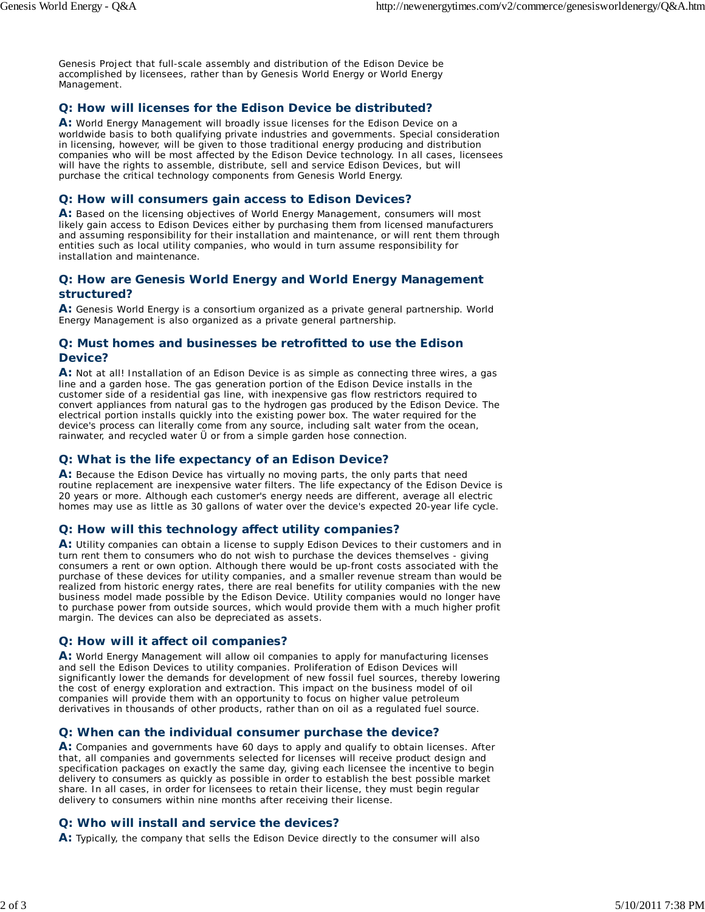Genesis Project that full-scale assembly and distribution of the Edison Device be accomplished by licensees, rather than by Genesis World Energy or World Energy Management.

### Q: How will licenses for the Edison Device be distributed?

**A:** World Energy Management will broadly issue licenses for the Edison Device on a worldwide basis to both qualifying private industries and governments. Special consideration in licensing, however, will be given to those traditional energy producing and distribution companies who will be most affected by the Edison Device technology. In all cases, licensees will have the rights to assemble, distribute, sell and service Edison Devices, but will purchase the critical technology components from Genesis World Energy.

### Q: How will consumers gain access to Edison Devices?

**A:** Based on the licensing objectives of World Energy Management, consumers will most likely gain access to Edison Devices either by purchasing them from licensed manufacturers and assuming responsibility for their installation and maintenance, or will rent them through entities such as local utility companies, who would in turn assume responsibility for installation and maintenance.

### Q: How are Genesis World Energy and World Energy Management structured?

**A:** Genesis World Energy is a consortium organized as a private general partnership. World Energy Management is also organized as a private general partnership.

### Q: Must homes and businesses be retrofitted to use the Edison Device?

**A:** Not at all! Installation of an Edison Device is as simple as connecting three wires, a gas line and a garden hose. The gas generation portion of the Edison Device installs in the customer side of a residential gas line, with inexpensive gas flow restrictors required to convert appliances from natural gas to the hydrogen gas produced by the Edison Device. The electrical portion installs quickly into the existing power box. The water required for the device's process can literally come from any source, including salt water from the ocean, rainwater, and recycled water Ü or from a simple garden hose connection.

### Q: What is the life expectancy of an Edison Device?

**A:** Because the Edison Device has virtually no moving parts, the only parts that need routine replacement are inexpensive water filters. The life expectancy of the Edison Device is 20 years or more. Although each customer's energy needs are different, average all electric homes may use as little as 30 gallons of water over the device's expected 20-year life cycle.

### Q: How will this technology affect utility companies?

**A:** Utility companies can obtain a license to supply Edison Devices to their customers and in turn rent them to consumers who do not wish to purchase the devices themselves - giving consumers a rent or own option. Although there would be up-front costs associated with the purchase of these devices for utility companies, and a smaller revenue stream than would be realized from historic energy rates, there are real benefits for utility companies with the new business model made possible by the Edison Device. Utility companies would no longer have to purchase power from outside sources, which would provide them with a much higher profit margin. The devices can also be depreciated as assets.

### Q: How will it affect oil companies?

**A:** World Energy Management will allow oil companies to apply for manufacturing licenses and sell the Edison Devices to utility companies. Proliferation of Edison Devices will significantly lower the demands for development of new fossil fuel sources, thereby lowering the cost of energy exploration and extraction. This impact on the business model of oil companies will provide them with an opportunity to focus on higher value petroleum derivatives in thousands of other products, rather than on oil as a regulated fuel source.

### Q: When can the individual consumer purchase the device?

**A:** Companies and governments have 60 days to apply and qualify to obtain licenses. After that, all companies and governments selected for licenses will receive product design and specification packages on exactly the same day, giving each licensee the incentive to begin delivery to consumers as quickly as possible in order to establish the best possible market share. In all cases, in order for licensees to retain their license, they must begin regular delivery to consumers within nine months after receiving their license.

### Q: Who will install and service the devices?

**A:** Typically, the company that sells the Edison Device directly to the consumer will also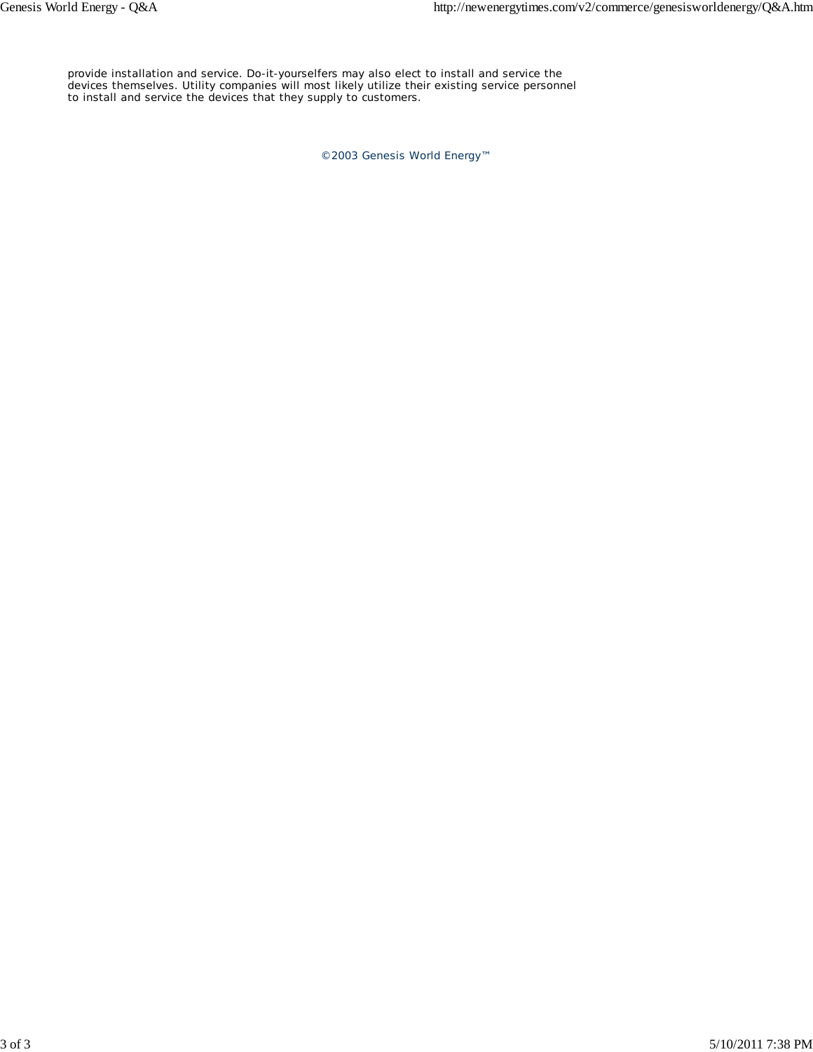provide installation and service. Do-it-yourselfers may also elect to install and service the devices themselves. Utility companies will most likely utilize their existing service personnel to install and service the devices that they supply to customers.

©2003 Genesis World Energy™